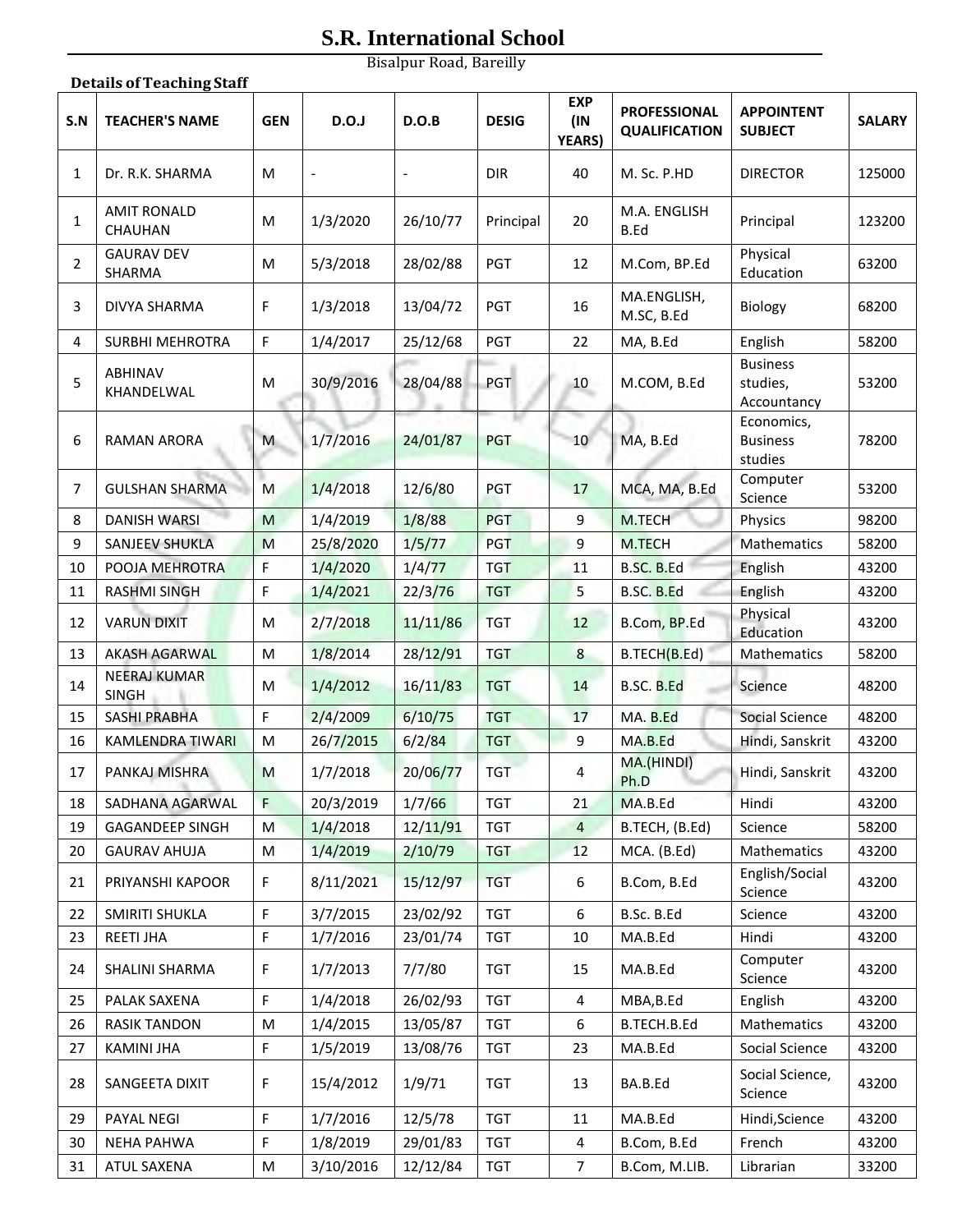# S.R. International School

Bisalpur Road, Bareilly

**Details of Teaching Staff**

| S.N | TEACHER'S NAME | GEN | D.O.J | D.O.B | DESIG | EXP (IN YEARS) | PROFESSIONAL QUALIFICATION | APPOINTENT SUBJECT | SALARY |
|---|---|---|---|---|---|---|---|---|---|
| 1 | Dr. R.K. SHARMA | M | - | - | DIR | 40 | M. Sc. P.HD | DIRECTOR | 125000 |
| 1 | AMIT RONALD CHAUHAN | M | 1/3/2020 | 26/10/77 | Principal | 20 | M.A. ENGLISH B.Ed | Principal | 123200 |
| 2 | GAURAV DEV SHARMA | M | 5/3/2018 | 28/02/88 | PGT | 12 | M.Com, BP.Ed | Physical Education | 63200 |
| 3 | DIVYA SHARMA | F | 1/3/2018 | 13/04/72 | PGT | 16 | MA.ENGLISH, M.SC, B.Ed | Biology | 68200 |
| 4 | SURBHI MEHROTRA | F | 1/4/2017 | 25/12/68 | PGT | 22 | MA, B.Ed | English | 58200 |
| 5 | ABHINAV KHANDELWAL | M | 30/9/2016 | 28/04/88 | PGT | 10 | M.COM, B.Ed | Business studies, Accountancy | 53200 |
| 6 | RAMAN ARORA | M | 1/7/2016 | 24/01/87 | PGT | 10 | MA, B.Ed | Economics, Business studies | 78200 |
| 7 | GULSHAN SHARMA | M | 1/4/2018 | 12/6/80 | PGT | 17 | MCA, MA, B.Ed | Computer Science | 53200 |
| 8 | DANISH WARSI | M | 1/4/2019 | 1/8/88 | PGT | 9 | M.TECH | Physics | 98200 |
| 9 | SANJEEV SHUKLA | M | 25/8/2020 | 1/5/77 | PGT | 9 | M.TECH | Mathematics | 58200 |
| 10 | POOJA MEHROTRA | F | 1/4/2020 | 1/4/77 | TGT | 11 | B.SC. B.Ed | English | 43200 |
| 11 | RASHMI SINGH | F | 1/4/2021 | 22/3/76 | TGT | 5 | B.SC. B.Ed | English | 43200 |
| 12 | VARUN DIXIT | M | 2/7/2018 | 11/11/86 | TGT | 12 | B.Com, BP.Ed | Physical Education | 43200 |
| 13 | AKASH AGARWAL | M | 1/8/2014 | 28/12/91 | TGT | 8 | B.TECH(B.Ed) | Mathematics | 58200 |
| 14 | NEERAJ KUMAR SINGH | M | 1/4/2012 | 16/11/83 | TGT | 14 | B.SC. B.Ed | Science | 48200 |
| 15 | SASHI PRABHA | F | 2/4/2009 | 6/10/75 | TGT | 17 | MA. B.Ed | Social Science | 48200 |
| 16 | KAMLENDRA TIWARI | M | 26/7/2015 | 6/2/84 | TGT | 9 | MA.B.Ed | Hindi, Sanskrit | 43200 |
| 17 | PANKAJ MISHRA | M | 1/7/2018 | 20/06/77 | TGT | 4 | MA.(HINDI) Ph.D | Hindi, Sanskrit | 43200 |
| 18 | SADHANA AGARWAL | F | 20/3/2019 | 1/7/66 | TGT | 21 | MA.B.Ed | Hindi | 43200 |
| 19 | GAGANDEEP SINGH | M | 1/4/2018 | 12/11/91 | TGT | 4 | B.TECH, (B.Ed) | Science | 58200 |
| 20 | GAURAV AHUJA | M | 1/4/2019 | 2/10/79 | TGT | 12 | MCA. (B.Ed) | Mathematics | 43200 |
| 21 | PRIYANSHI KAPOOR | F | 8/11/2021 | 15/12/97 | TGT | 6 | B.Com, B.Ed | English/Social Science | 43200 |
| 22 | SMIRITI SHUKLA | F | 3/7/2015 | 23/02/92 | TGT | 6 | B.Sc. B.Ed | Science | 43200 |
| 23 | REETI JHA | F | 1/7/2016 | 23/01/74 | TGT | 10 | MA.B.Ed | Hindi | 43200 |
| 24 | SHALINI SHARMA | F | 1/7/2013 | 7/7/80 | TGT | 15 | MA.B.Ed | Computer Science | 43200 |
| 25 | PALAK SAXENA | F | 1/4/2018 | 26/02/93 | TGT | 4 | MBA,B.Ed | English | 43200 |
| 26 | RASIK TANDON | M | 1/4/2015 | 13/05/87 | TGT | 6 | B.TECH.B.Ed | Mathematics | 43200 |
| 27 | KAMINI JHA | F | 1/5/2019 | 13/08/76 | TGT | 23 | MA.B.Ed | Social Science | 43200 |
| 28 | SANGEETA DIXIT | F | 15/4/2012 | 1/9/71 | TGT | 13 | BA.B.Ed | Social Science, Science | 43200 |
| 29 | PAYAL NEGI | F | 1/7/2016 | 12/5/78 | TGT | 11 | MA.B.Ed | Hindi,Science | 43200 |
| 30 | NEHA PAHWA | F | 1/8/2019 | 29/01/83 | TGT | 4 | B.Com, B.Ed | French | 43200 |
| 31 | ATUL SAXENA | M | 3/10/2016 | 12/12/84 | TGT | 7 | B.Com, M.LIB. | Librarian | 33200 |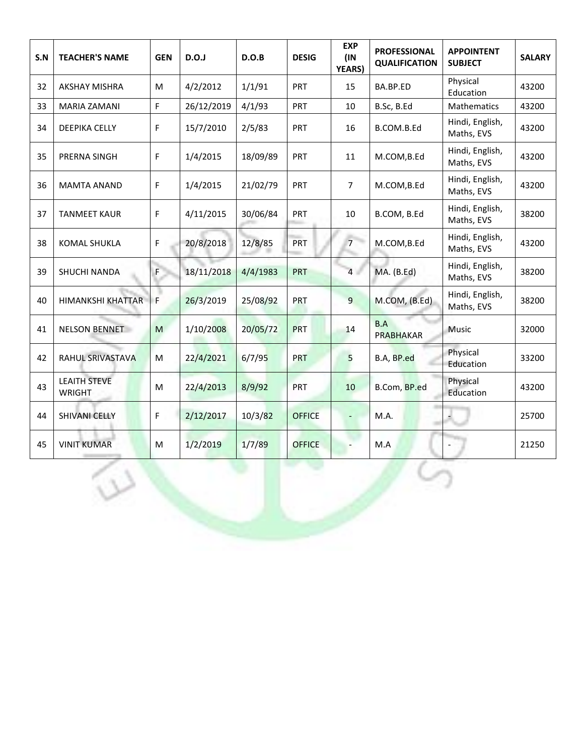| S.N | TEACHER'S NAME | GEN | D.O.J | D.O.B | DESIG | EXP (IN YEARS) | PROFESSIONAL QUALIFICATION | APPOINTENT SUBJECT | SALARY |
|---|---|---|---|---|---|---|---|---|---|
| 32 | AKSHAY MISHRA | M | 4/2/2012 | 1/1/91 | PRT | 15 | BA.BP.ED | Physical Education | 43200 |
| 33 | MARIA ZAMANI | F | 26/12/2019 | 4/1/93 | PRT | 10 | B.Sc, B.Ed | Mathematics | 43200 |
| 34 | DEEPIKA CELLY | F | 15/7/2010 | 2/5/83 | PRT | 16 | B.COM.B.Ed | Hindi, English, Maths, EVS | 43200 |
| 35 | PRERNA SINGH | F | 1/4/2015 | 18/09/89 | PRT | 11 | M.COM,B.Ed | Hindi, English, Maths, EVS | 43200 |
| 36 | MAMTA ANAND | F | 1/4/2015 | 21/02/79 | PRT | 7 | M.COM,B.Ed | Hindi, English, Maths, EVS | 43200 |
| 37 | TANMEET KAUR | F | 4/11/2015 | 30/06/84 | PRT | 10 | B.COM, B.Ed | Hindi, English, Maths, EVS | 38200 |
| 38 | KOMAL SHUKLA | F | 20/8/2018 | 12/8/85 | PRT | 7 | M.COM,B.Ed | Hindi, English, Maths, EVS | 43200 |
| 39 | SHUCHI NANDA | F | 18/11/2018 | 4/4/1983 | PRT | 4 | MA. (B.Ed) | Hindi, English, Maths, EVS | 38200 |
| 40 | HIMANKSHI KHATTAR | F | 26/3/2019 | 25/08/92 | PRT | 9 | M.COM, (B.Ed) | Hindi, English, Maths, EVS | 38200 |
| 41 | NELSON BENNET | M | 1/10/2008 | 20/05/72 | PRT | 14 | B.A PRABHAKAR | Music | 32000 |
| 42 | RAHUL SRIVASTAVA | M | 22/4/2021 | 6/7/95 | PRT | 5 | B.A, BP.ed | Physical Education | 33200 |
| 43 | LEAITH STEVE WRIGHT | M | 22/4/2013 | 8/9/92 | PRT | 10 | B.Com, BP.ed | Physical Education | 43200 |
| 44 | SHIVANI CELLY | F | 2/12/2017 | 10/3/82 | OFFICE | - | M.A. | - | 25700 |
| 45 | VINIT KUMAR | M | 1/2/2019 | 1/7/89 | OFFICE | - | M.A | - | 21250 |